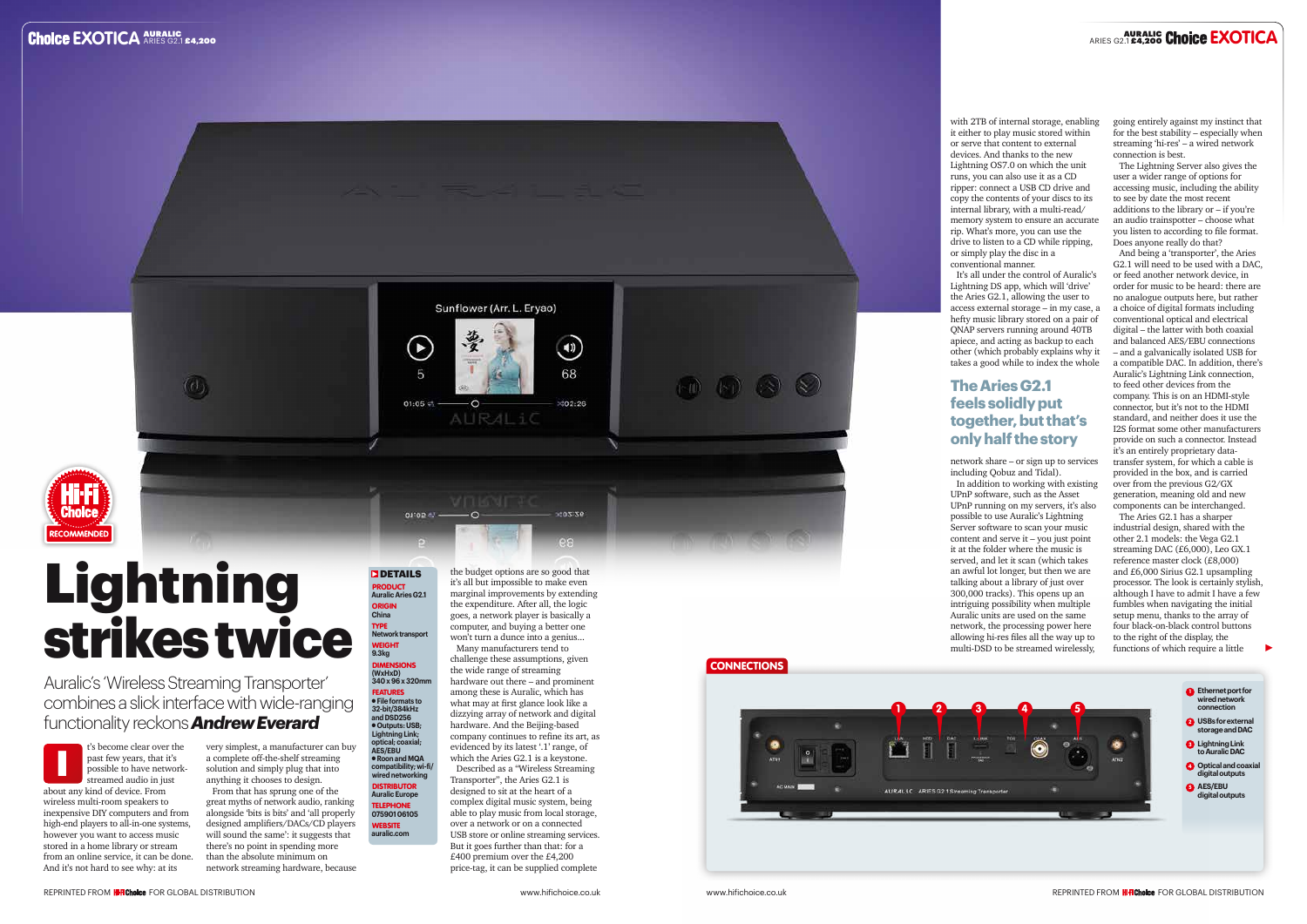# Lightning strikes twice

Auralic's 'Wireless Streaming Transporter' combines a slick interface with wide-ranging functionality reckons ***Andrew Everard***

It's become clear over the past few years, that it's possible to have network-streamed audio in just about any kind of device. From wireless multi-room speakers to inexpensive DIY computers and from high-end players to all-in-one systems, however you want to access music stored in a home library or stream from an online service, it can be done. And it's not hard to see why: at its very simplest, a manufacturer can buy a complete off-the-shelf streaming solution and simply plug that into anything it chooses to design.

From that has sprung one of the great myths of network audio, ranking alongside 'bits is bits' and 'all properly designed amplifiers/DACs/CD players will sound the same': it suggests that there's no point in spending more than the absolute minimum on network streaming hardware, because the budget options are so good that it's all but impossible to make even marginal improvements by extending the expenditure. After all, the logic goes, a network player is basically a computer, and buying a better one won't turn a dunce into a genius...

Many manufacturers tend to challenge these assumptions, given the wide range of streaming hardware out there – and prominent among these is Auralic, which has what may at first glance look like a dizzying array of network and digital hardware. And the Beijing-based company continues to refine its art, as evidenced by its latest '.1' range, of which the Aries G2.1 is a keystone.

Described as a "Wireless Streaming Transporter", the Aries G2.1 is designed to sit at the heart of a complex digital music system, being able to play music from local storage, over a network or on a connected USB store or online streaming services. But it goes further than that: for a £400 premium over the £4,200 price-tag, it can be supplied complete with 2TB of internal storage, enabling it either to play music stored within or serve that content to external devices. And thanks to the new Lightning OS7.0 on which the unit runs, you can also use it as a CD ripper: connect a USB CD drive and copy the contents of your discs to its internal library, with a multi-read/memory system to ensure an accurate rip. What's more, you can use the drive to listen to a CD while ripping, or simply play the disc in a conventional manner.

It's all under the control of Auralic's Lightning DS app, which will 'drive' the Aries G2.1, allowing the user to access external storage – in my case, a hefty music library stored on a pair of QNAP servers running around 40TB apiece, and acting as backup to each other (which probably explains why it takes a good while to index the whole network share – or sign up to services including Qobuz and Tidal).

> **The Aries G2.1 feels solidly put together, but that's only half the story**

In addition to working with existing UPnP software, such as the Asset UPnP running on my servers, it's also possible to use Auralic's Lightning Server software to scan your music content and serve it – you just point it at the folder where the music is served, and let it scan (which takes an awful lot longer, but then we are talking about a library of just over 300,000 tracks). This opens up an intriguing possibility when multiple Auralic units are used on the same network, the processing power here allowing hi-res files all the way up to multi-DSD to be streamed wirelessly, going entirely against my instinct that for the best stability – especially when streaming 'hi-res' – a wired network connection is best.

The Lightning Server also gives the user a wider range of options for accessing music, including the ability to see by date the most recent additions to the library or – if you're an audio trainspotter – choose what you listen to according to file format. Does anyone really do that?

And being a 'transporter', the Aries G2.1 will need to be used with a DAC, or feed another network device, in order for music to be heard: there are no analogue outputs here, but rather a choice of digital formats including conventional optical and electrical digital – the latter with both coaxial and balanced AES/EBU connections – and a galvanically isolated USB for a compatible DAC. In addition, there's Auralic's Lightning Link connection, to feed other devices from the company. This is on an HDMI-style connector, but it's not to the HDMI standard, and neither does it use the I2S format some other manufacturers provide on such a connector. Instead it's an entirely proprietary data-transfer system, for which a cable is provided in the box, and is carried over from the previous G2/GX generation, meaning old and new components can be interchanged.

The Aries G2.1 has a sharper industrial design, shared with the other 2.1 models: the Vega G2.1 streaming DAC (£6,000), Leo GX.1 reference master clock (£8,000) and £6,000 Sirius G2.1 upsampling processor. The look is certainly stylish, although I have to admit I have a few fumbles when navigating the initial setup menu, thanks to the array of four black-on-black control buttons to the right of the display, the functions of which require a little

## DETAILS

**PRODUCT**
Auralic Aries G2.1

**ORIGIN**
China

**TYPE**
Network transport

**WEIGHT**
9.3kg

**DIMENSIONS (WxHxD)**
340 x 96 x 320mm

**FEATURES**
- File formats to 32-bit/384kHz and DSD256
- Outputs: USB; Lightning Link; optical; coaxial; AES/EBU
- Roon and MQA compatibility; wi-fi/wired networking

**DISTRIBUTOR**
Auralic Europe

**TELEPHONE**
07590106105

**WEBSITE**
auralic.com

## CONNECTIONS

1. Ethernet port for wired network connection
2. USBs for external storage and DAC
3. Lightning Link to Auralic DAC
4. Optical and coaxial digital outputs
5. AES/EBU digital outputs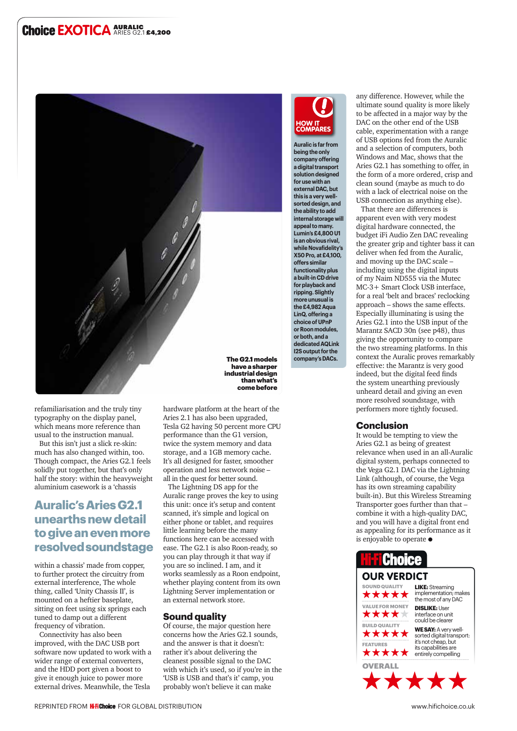The G2.1 models have a sharper industrial design than what's come before

refamiliarisation and the truly tiny typography on the display panel, which means more reference than usual to the instruction manual.

But this isn't just a slick re-skin: much has also changed within, too. Though compact, the Aries G2.1 feels solidly put together, but that's only half the story: within the heavyweight aluminium casework is a 'chassis within a chassis' made from copper, to further protect the circuitry from external interference, The whole thing, called 'Unity Chassis II', is mounted on a heftier baseplate, sitting on feet using six springs each tuned to damp out a different frequency of vibration.

## Auralic's Aries G2.1 unearths new detail to give an even more resolved soundstage

Connectivity has also been improved, with the DAC USB port software now updated to work with a wider range of external converters, and the HDD port given a boost to give it enough juice to power more external drives. Meanwhile, the Tesla hardware platform at the heart of the Aries 2.1 has also been upgraded, Tesla G2 having 50 percent more CPU performance than the G1 version, twice the system memory and data storage, and a 1GB memory cache. It's all designed for faster, smoother operation and less network noise – all in the quest for better sound.

The Lightning DS app for the Auralic range proves the key to using this unit: once it's setup and content scanned, it's simple and logical on either phone or tablet, and requires little learning before the many functions here can be accessed with ease. The G2.1 is also Roon-ready, so you can play through it that way if you are so inclined. I am, and it works seamlessly as a Roon endpoint, whether playing content from its own Lightning Server implementation or an external network store.

## Sound quality

Of course, the major question here concerns how the Aries G2.1 sounds, and the answer is that it doesn't: rather it's about delivering the cleanest possible signal to the DAC with which it's used, so if you're in the 'USB is USB and that's it' camp, you probably won't believe it can make any difference. However, while the ultimate sound quality is more likely to be affected in a major way by the DAC on the other end of the USB cable, experimentation with a range of USB options fed from the Auralic and a selection of computers, both Windows and Mac, shows that the Aries G2.1 has something to offer, in the form of a more ordered, crisp and clean sound (maybe as much to do with a lack of electrical noise on the USB connection as anything else).

That there are differences is apparent even with very modest digital hardware connected, the budget iFi Audio Zen DAC revealing the greater grip and tighter bass it can deliver when fed from the Auralic, and moving up the DAC scale – including using the digital inputs of my Naim ND555 via the Mutec MC-3+ Smart Clock USB interface, for a real 'belt and braces' reclocking approach – shows the same effects. Especially illuminating is using the Aries G2.1 into the USB input of the Marantz SACD 30n (see p48), thus giving the opportunity to compare the two streaming platforms. In this context the Auralic proves remarkably effective: the Marantz is very good indeed, but the digital feed finds the system unearthing previously unheard detail and giving an even more resolved soundstage, with performers more tightly focused.

## Conclusion

It would be tempting to view the Aries G2.1 as being of greatest relevance when used in an all-Auralic digital system, perhaps connected to the Vega G2.1 DAC via the Lightning Link (although, of course, the Vega has its own streaming capability built-in). But this Wireless Streaming Transporter goes further than that – combine it with a high-quality DAC, and you will have a digital front end as appealing for its performance as it is enjoyable to operate ●

### HOW IT COMPARES

**Auralic is far from being the only company offering a digital transport solution designed for use with an external DAC, but this is a very well-sorted design, and the ability to add internal storage will appeal to many. Lumin's £4,800 U1 is an obvious rival, while Novafidelity's X50 Pro, at £4,100, offers similar functionality plus a built-in CD drive for playback and ripping. Slightly more unusual is the £4,982 Aqua LinQ, offering a choice of UPnP or Roon modules, or both, and a dedicated AQLink I2S output for the company's DACs.**

### Hi-Fi Choice OUR VERDICT

SOUND QUALITY ★★★★★

VALUE FOR MONEY ★★★★☆

BUILD QUALITY ★★★★★

FEATURES ★★★★★

OVERALL ★★★★★

**LIKE:** Streaming implementation; makes the most of any DAC

**DISLIKE:** User interface on unit could be clearer

**WE SAY:** A very well-sorted digital transport: it's not cheap, but its capabilities are entirely compelling